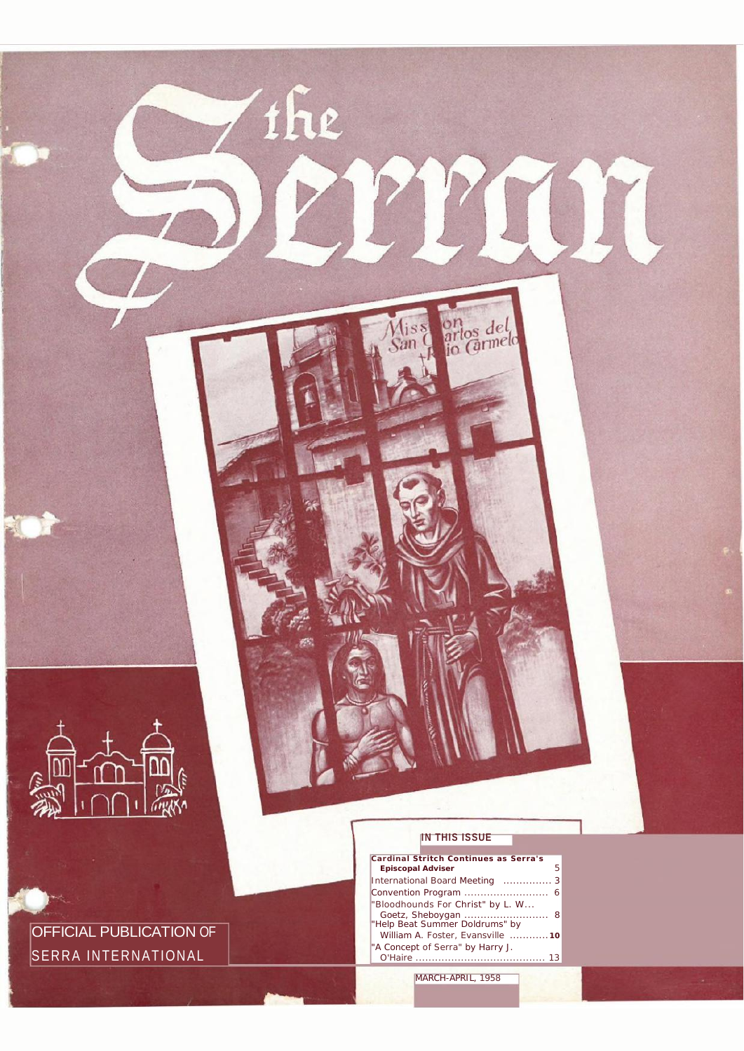# the Serran

Mission San Carlos del Rio Carmelo

OFFICIAL PUBLICATION OF SERRA INTERNATIONAL

## IN THIS ISSUE

**Cardinal Stritch Continues as Serra's Episcopal Adviser** ........ 5

International Board Meeting ............... 3

Convention Program .......................... 6

"Bloodhounds For Christ" by L. W... Goetz, Sheboygan .......................... 8

"Help Beat Summer Doldrums" by William A. Foster, Evansville ............**10**

"A Concept of Serra" by Harry J. O'Haire ........................................ 13

MARCH-APRIL, 1958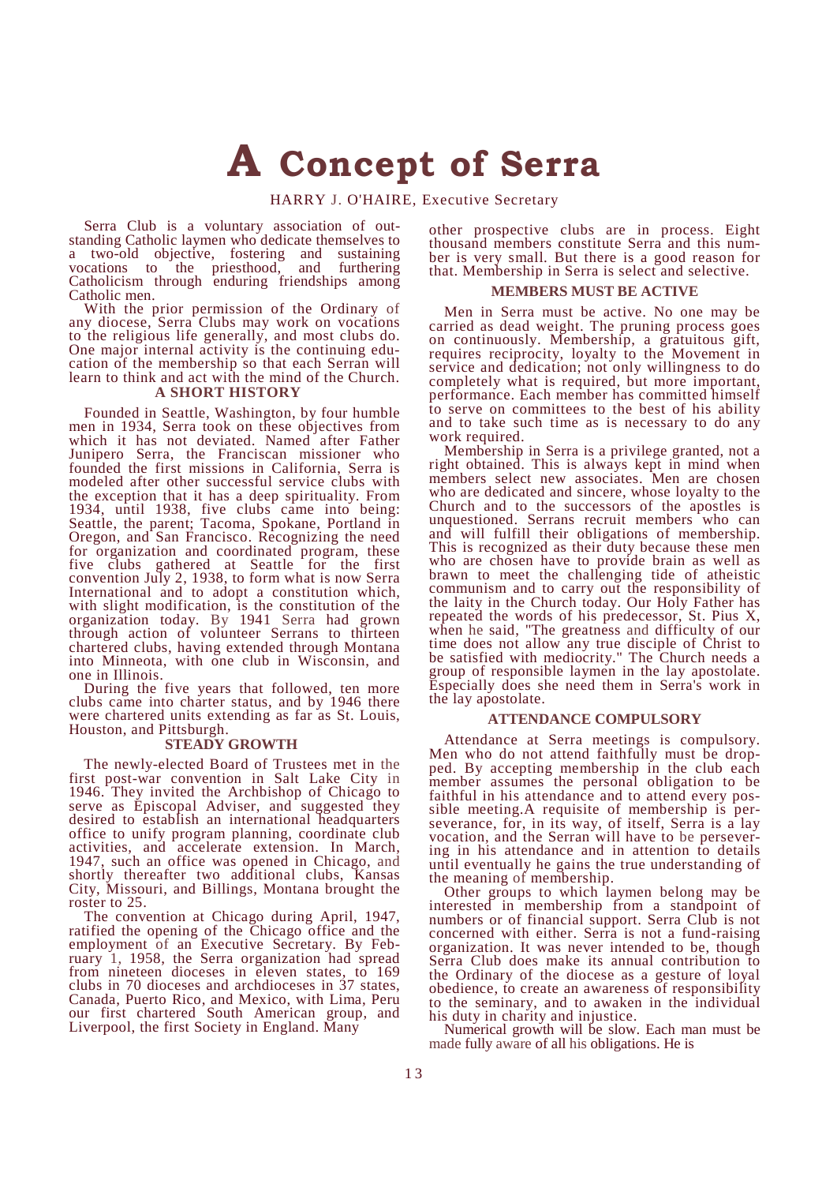# A Concept of Serra

HARRY J. O'HAIRE, Executive Secretary

Serra Club is a voluntary association of outstanding Catholic laymen who dedicate themselves to a two-old objective, fostering and sustaining vocations to the priesthood, and furthering Catholicism through enduring friendships among Catholic men.

With the prior permission of the Ordinary of any diocese, Serra Clubs may work on vocations to the religious life generally, and most clubs do. One major internal activity is the continuing education of the membership so that each Serran will learn to think and act with the mind of the Church.

## A SHORT HISTORY

Founded in Seattle, Washington, by four humble men in 1934, Serra took on these objectives from which it has not deviated. Named after Father Junipero Serra, the Franciscan missioner who founded the first missions in California, Serra is modeled after other successful service clubs with the exception that it has a deep spirituality. From 1934, until 1938, five clubs came into being: Seattle, the parent; Tacoma, Spokane, Portland in Oregon, and San Francisco. Recognizing the need for organization and coordinated program, these five clubs gathered at Seattle for the first convention July 2, 1938, to form what is now Serra International and to adopt a constitution which, with slight modification, is the constitution of the organization today. By 1941 Serra had grown through action of volunteer Serrans to thirteen chartered clubs, having extended through Montana into Minneota, with one club in Wisconsin, and one in Illinois.

During the five years that followed, ten more clubs came into charter status, and by 1946 there were chartered units extending as far as St. Louis, Houston, and Pittsburgh.

## STEADY GROWTH

The newly-elected Board of Trustees met in the first post-war convention in Salt Lake City in 1946. They invited the Archbishop of Chicago to serve as Episcopal Adviser, and suggested they desired to establish an international headquarters office to unify program planning, coordinate club activities, and accelerate extension. In March, 1947, such an office was opened in Chicago, and shortly thereafter two additional clubs, Kansas City, Missouri, and Billings, Montana brought the roster to 25.

The convention at Chicago during April, 1947, ratified the opening of the Chicago office and the employment of an Executive Secretary. By February 1, 1958, the Serra organization had spread from nineteen dioceses in eleven states, to 169 clubs in 70 dioceses and archdioceses in 37 states, Canada, Puerto Rico, and Mexico, with Lima, Peru our first chartered South American group, and Liverpool, the first Society in England. Many other prospective clubs are in process. Eight thousand members constitute Serra and this number is very small. But there is a good reason for that. Membership in Serra is select and selective.

## MEMBERS MUST BE ACTIVE

Men in Serra must be active. No one may be carried as dead weight. The pruning process goes on continuously. Membership, a gratuitous gift, requires reciprocity, loyalty to the Movement in service and dedication; not only willingness to do completely what is required, but more important, performance. Each member has committed himself to serve on committees to the best of his ability and to take such time as is necessary to do any work required.

Membership in Serra is a privilege granted, not a right obtained. This is always kept in mind when members select new associates. Men are chosen who are dedicated and sincere, whose loyalty to the Church and to the successors of the apostles is unquestioned. Serrans recruit members who can and will fulfill their obligations of membership. This is recognized as their duty because these men who are chosen have to provide brain as well as brawn to meet the challenging tide of atheistic communism and to carry out the responsibility of the laity in the Church today. Our Holy Father has repeated the words of his predecessor, St. Pius X, when he said, "The greatness and difficulty of our time does not allow any true disciple of Christ to be satisfied with mediocrity." The Church needs a group of responsible laymen in the lay apostolate. Especially does she need them in Serra's work in the lay apostolate.

## ATTENDANCE COMPULSORY

Attendance at Serra meetings is compulsory. Men who do not attend faithfully must be dropped. By accepting membership in the club each member assumes the personal obligation to be faithful in his attendance and to attend every possible meeting.A requisite of membership is perseverance, for, in its way, of itself, Serra is a lay vocation, and the Serran will have to be persevering in his attendance and in attention to details until eventually he gains the true understanding of the meaning of membership.

Other groups to which laymen belong may be interested in membership from a standpoint of numbers or of financial support. Serra Club is not concerned with either. Serra is not a fund-raising organization. It was never intended to be, though Serra Club does make its annual contribution to the Ordinary of the diocese as a gesture of loyal obedience, to create an awareness of responsibility to the seminary, and to awaken in the individual his duty in charity and injustice.

Numerical growth will be slow. Each man must be made fully aware of all his obligations. He is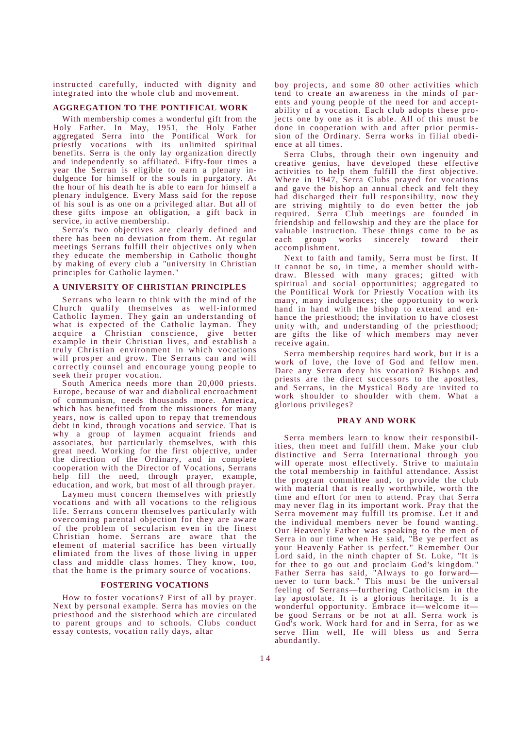instructed carefully, inducted with dignity and integrated into the whole club and movement.

## AGGREGATION TO THE PONTIFICAL WORK

With membership comes a wonderful gift from the Holy Father. In May, 1951, the Holy Father aggregated Serra into the Pontifical Work for priestly vocations with its unlimited spiritual benefits. Serra is the only lay organization directly and independently so affiliated. Fifty-four times a year the Serran is eligible to earn a plenary indulgence for himself or the souls in purgatory. At the hour of his death he is able to earn for himself a plenary indulgence. Every Mass said for the repose of his soul is as one on a privileged altar. But all of these gifts impose an obligation, a gift back in service, in active membership.

Serra's two objectives are clearly defined and there has been no deviation from them. At regular meetings Serrans fulfill their objectives only when they educate the membership in Catholic thought by making of every club a "university in Christian principles for Catholic laymen."

## A UNIVERSITY OF CHRISTIAN PRINCIPLES

Serrans who learn to think with the mind of the Church qualify themselves as well-informed Catholic laymen. They gain an understanding of what is expected of the Catholic layman. They acquire a Christian conscience, give better example in their Christian lives, and establish a truly Christian environment in which vocations will prosper and grow. The Serrans can and will correctly counsel and encourage young people to seek their proper vocation.

South America needs more than 20,000 priests. Europe, because of war and diabolical encroachment of communism, needs thousands more. America, which has benefitted from the missioners for many years, now is called upon to repay that tremendous debt in kind, through vocations and service. That is why a group of laymen acquaint friends and associates, but particularly themselves, with this great need. Working for the first objective, under the direction of the Ordinary, and in complete cooperation with the Director of Vocations, Serrans help fill the need, through prayer, example, education, and work, but most of all through prayer.

Laymen must concern themselves with priestly vocations and with all vocations to the religious life. Serrans concern themselves particularly with overcoming parental objection for they are aware of the problem of secularism even in the finest Christian home. Serrans are aware that the element of material sacrifice has been virtually elimiated from the lives of those living in upper class and middle class homes. They know, too, that the home is the primary source of vocations.

## FOSTERING VOCATIONS

How to foster vocations? First of all by prayer. Next by personal example. Serra has movies on the priesthood and the sisterhood which are circulated to parent groups and to schools. Clubs conduct essay contests, vocation rally days, altar boy projects, and some 80 other activities which tend to create an awareness in the minds of parents and young people of the need for and acceptability of a vocation. Each club adopts these projects one by one as it is able. All of this must be done in cooperation with and after prior permission of the Ordinary. Serra works in filial obedience at all times.

Serra Clubs, through their own ingenuity and creative genius, have developed these effective activities to help them fulfill the first objective. Where in 1947, Serra Clubs prayed for vocations and gave the bishop an annual check and felt they had discharged their full responsibility, now they are striving mightily to do even better the job required. Serra Club meetings are founded in friendship and fellowship and they are the place for valuable instruction. These things come to be as each group works sincerely toward their accomplishment.

Next to faith and family, Serra must be first. If it cannot be so, in time, a member should withdraw. Blessed with many graces; gifted with spiritual and social opportunities; aggregated to the Pontifical Work for Priestly Vocation with its many, many indulgences; the opportunity to work hand in hand with the bishop to extend and enhance the priesthood; the invitation to have closest unity with, and understanding of the priesthood; are gifts the like of which members may never receive again.

Serra membership requires hard work, but it is a work of love, the love of God and fellow men. Dare any Serran deny his vocation? Bishops and priests are the direct successors to the apostles, and Serrans, in the Mystical Body are invited to work shoulder to shoulder with them. What a glorious privileges?

## PRAY AND WORK

Serra members learn to know their responsibilities, then meet and fulfill them. Make your club distinctive and Serra International through you will operate most effectively. Strive to maintain the total membership in faithful attendance. Assist the program committee and, to provide the club with material that is really worthwhile, worth the time and effort for men to attend. Pray that Serra may never flag in its important work. Pray that the Serra movement may fulfill its promise. Let it and the individual members never be found wanting. Our Heavenly Father was speaking to the men of Serra in our time when He said, "Be ye perfect as your Heavenly Father is perfect." Remember Our Lord said, in the ninth chapter of St. Luke, "It is for thee to go out and proclaim God's kingdom." Father Serra has said, "Always to go forward—never to turn back." This must be the universal feeling of Serrans—furthering Catholicism in the lay apostolate. It is a glorious heritage. It is a wonderful opportunity. Embrace it—welcome it—be good Serrans or be not at all. Serra work is God's work. Work hard for and in Serra, for as we serve Him well, He will bless us and Serra abundantly.